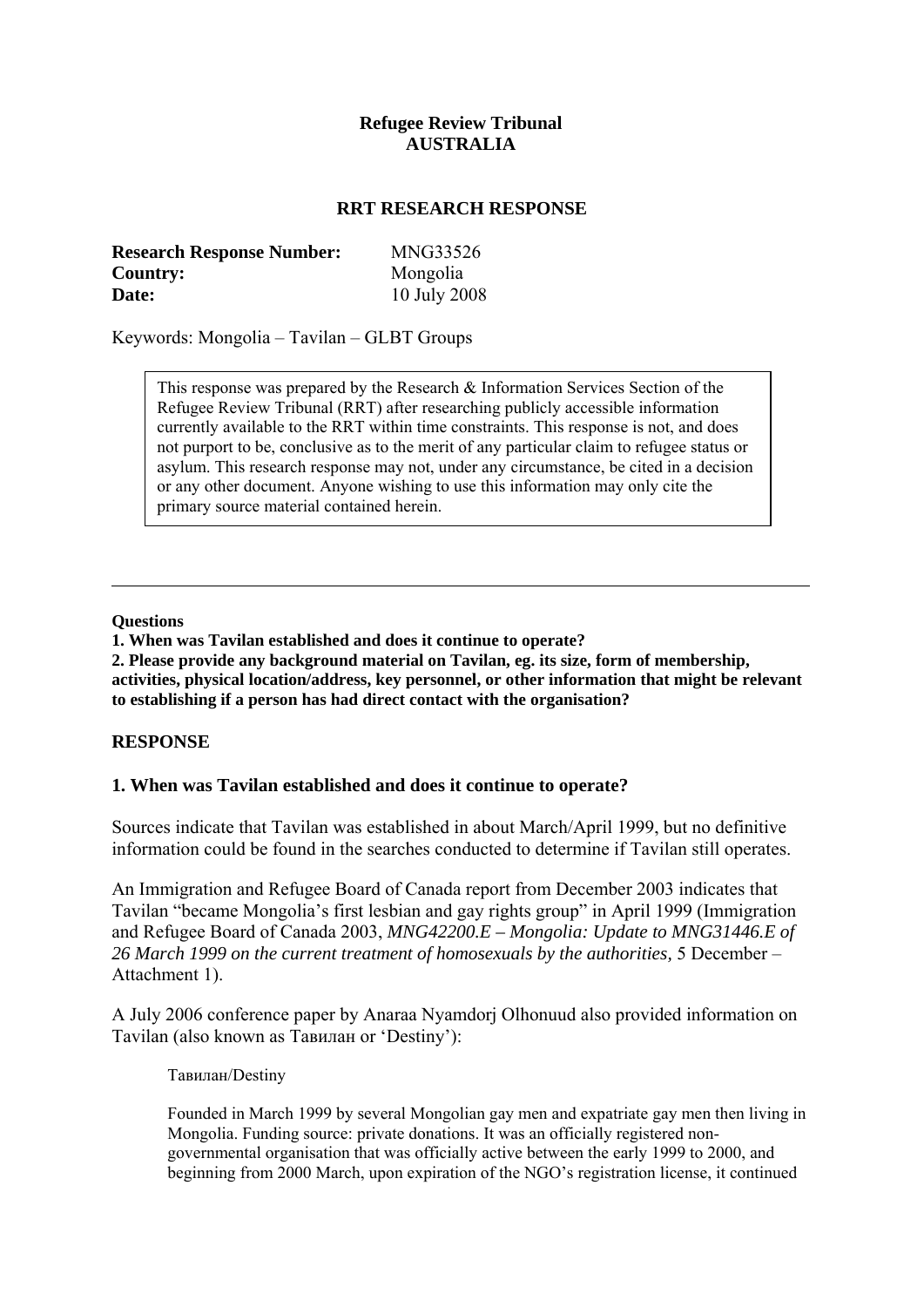**Refugee Review Tribunal**
**AUSTRALIA**

**RRT RESEARCH RESPONSE**

| | |
|---|---|
| **Research Response Number:** | MNG33526 |
| **Country:** | Mongolia |
| **Date:** | 10 July 2008 |

Keywords: Mongolia – Tavilan – GLBT Groups

> This response was prepared by the Research & Information Services Section of the Refugee Review Tribunal (RRT) after researching publicly accessible information currently available to the RRT within time constraints. This response is not, and does not purport to be, conclusive as to the merit of any particular claim to refugee status or asylum. This research response may not, under any circumstance, be cited in a decision or any other document. Anyone wishing to use this information may only cite the primary source material contained herein.

---

**Questions**

**1. When was Tavilan established and does it continue to operate?**

**2. Please provide any background material on Tavilan, eg. its size, form of membership, activities, physical location/address, key personnel, or other information that might be relevant to establishing if a person has had direct contact with the organisation?**

## RESPONSE

### 1. When was Tavilan established and does it continue to operate?

Sources indicate that Tavilan was established in about March/April 1999, but no definitive information could be found in the searches conducted to determine if Tavilan still operates.

An Immigration and Refugee Board of Canada report from December 2003 indicates that Tavilan "became Mongolia's first lesbian and gay rights group" in April 1999 (Immigration and Refugee Board of Canada 2003, *MNG42200.E – Mongolia: Update to MNG31446.E of 26 March 1999 on the current treatment of homosexuals by the authorities*, 5 December – Attachment 1).

A July 2006 conference paper by Anaraa Nyamdorj Olhonuud also provided information on Tavilan (also known as Тавилан or 'Destiny'):

> Тавилан/Destiny
>
> Founded in March 1999 by several Mongolian gay men and expatriate gay men then living in Mongolia. Funding source: private donations. It was an officially registered non-governmental organisation that was officially active between the early 1999 to 2000, and beginning from 2000 March, upon expiration of the NGO's registration license, it continued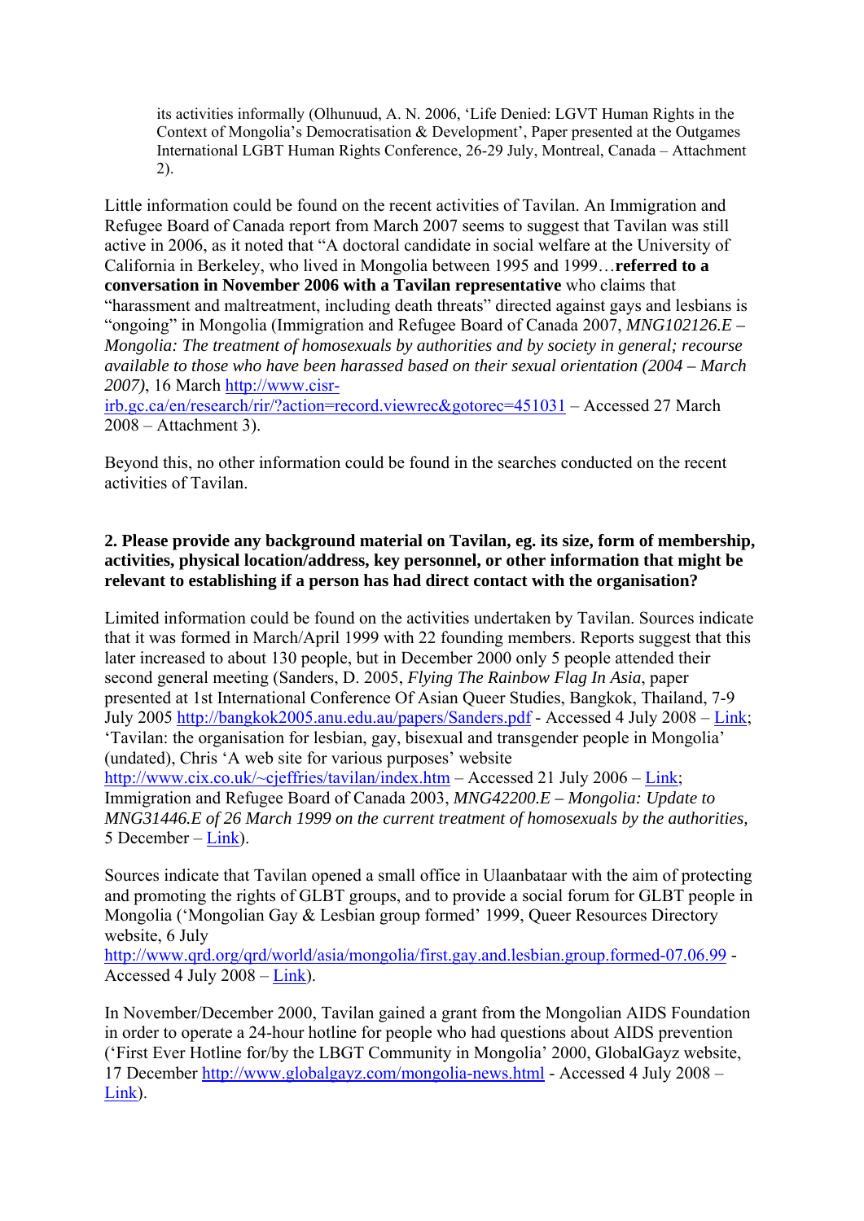its activities informally (Olhunuud, A. N. 2006, 'Life Denied: LGVT Human Rights in the Context of Mongolia's Democratisation & Development', Paper presented at the Outgames International LGBT Human Rights Conference, 26-29 July, Montreal, Canada – Attachment 2).

Little information could be found on the recent activities of Tavilan. An Immigration and Refugee Board of Canada report from March 2007 seems to suggest that Tavilan was still active in 2006, as it noted that "A doctoral candidate in social welfare at the University of California in Berkeley, who lived in Mongolia between 1995 and 1999…**referred to a conversation in November 2006 with a Tavilan representative** who claims that "harassment and maltreatment, including death threats" directed against gays and lesbians is "ongoing" in Mongolia (Immigration and Refugee Board of Canada 2007, *MNG102126.E – Mongolia: The treatment of homosexuals by authorities and by society in general; recourse available to those who have been harassed based on their sexual orientation (2004 – March 2007)*, 16 March http://www.cisr-irb.gc.ca/en/research/rir/?action=record.viewrec&gotorec=451031 – Accessed 27 March 2008 – Attachment 3).

Beyond this, no other information could be found in the searches conducted on the recent activities of Tavilan.

**2. Please provide any background material on Tavilan, eg. its size, form of membership, activities, physical location/address, key personnel, or other information that might be relevant to establishing if a person has had direct contact with the organisation?**

Limited information could be found on the activities undertaken by Tavilan. Sources indicate that it was formed in March/April 1999 with 22 founding members. Reports suggest that this later increased to about 130 people, but in December 2000 only 5 people attended their second general meeting (Sanders, D. 2005, *Flying The Rainbow Flag In Asia*, paper presented at 1st International Conference Of Asian Queer Studies, Bangkok, Thailand, 7-9 July 2005 http://bangkok2005.anu.edu.au/papers/Sanders.pdf - Accessed 4 July 2008 – Link; 'Tavilan: the organisation for lesbian, gay, bisexual and transgender people in Mongolia' (undated), Chris 'A web site for various purposes' website http://www.cix.co.uk/~cjeffries/tavilan/index.htm – Accessed 21 July 2006 – Link; Immigration and Refugee Board of Canada 2003, *MNG42200.E – Mongolia: Update to MNG31446.E of 26 March 1999 on the current treatment of homosexuals by the authorities,* 5 December – Link).

Sources indicate that Tavilan opened a small office in Ulaanbataar with the aim of protecting and promoting the rights of GLBT groups, and to provide a social forum for GLBT people in Mongolia ('Mongolian Gay & Lesbian group formed' 1999, Queer Resources Directory website, 6 July http://www.qrd.org/qrd/world/asia/mongolia/first.gay.and.lesbian.group.formed-07.06.99 - Accessed 4 July 2008 – Link).

In November/December 2000, Tavilan gained a grant from the Mongolian AIDS Foundation in order to operate a 24-hour hotline for people who had questions about AIDS prevention ('First Ever Hotline for/by the LBGT Community in Mongolia' 2000, GlobalGayz website, 17 December http://www.globalgayz.com/mongolia-news.html - Accessed 4 July 2008 – Link).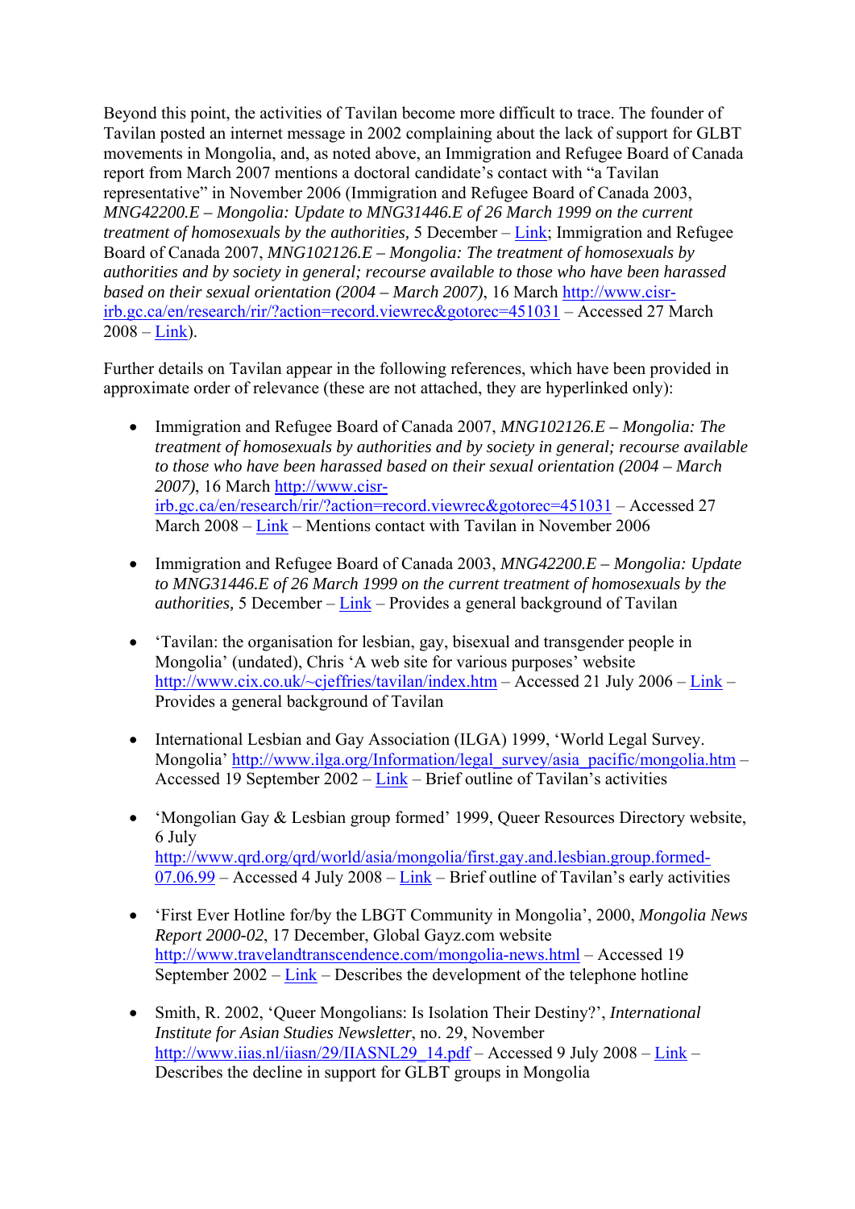Beyond this point, the activities of Tavilan become more difficult to trace. The founder of Tavilan posted an internet message in 2002 complaining about the lack of support for GLBT movements in Mongolia, and, as noted above, an Immigration and Refugee Board of Canada report from March 2007 mentions a doctoral candidate's contact with "a Tavilan representative" in November 2006 (Immigration and Refugee Board of Canada 2003, *MNG42200.E – Mongolia: Update to MNG31446.E of 26 March 1999 on the current treatment of homosexuals by the authorities,* 5 December – Link; Immigration and Refugee Board of Canada 2007, *MNG102126.E – Mongolia: The treatment of homosexuals by authorities and by society in general; recourse available to those who have been harassed based on their sexual orientation (2004 – March 2007)*, 16 March http://www.cisr-irb.gc.ca/en/research/rir/?action=record.viewrec&gotorec=451031 – Accessed 27 March 2008 – Link).

Further details on Tavilan appear in the following references, which have been provided in approximate order of relevance (these are not attached, they are hyperlinked only):

- Immigration and Refugee Board of Canada 2007, *MNG102126.E – Mongolia: The treatment of homosexuals by authorities and by society in general; recourse available to those who have been harassed based on their sexual orientation (2004 – March 2007)*, 16 March http://www.cisr-irb.gc.ca/en/research/rir/?action=record.viewrec&gotorec=451031 – Accessed 27 March 2008 – Link – Mentions contact with Tavilan in November 2006

- Immigration and Refugee Board of Canada 2003, *MNG42200.E – Mongolia: Update to MNG31446.E of 26 March 1999 on the current treatment of homosexuals by the authorities,* 5 December – Link – Provides a general background of Tavilan

- 'Tavilan: the organisation for lesbian, gay, bisexual and transgender people in Mongolia' (undated), Chris 'A web site for various purposes' website http://www.cix.co.uk/~cjeffries/tavilan/index.htm – Accessed 21 July 2006 – Link – Provides a general background of Tavilan

- International Lesbian and Gay Association (ILGA) 1999, 'World Legal Survey. Mongolia' http://www.ilga.org/Information/legal_survey/asia_pacific/mongolia.htm – Accessed 19 September 2002 – Link – Brief outline of Tavilan's activities

- 'Mongolian Gay & Lesbian group formed' 1999, Queer Resources Directory website, 6 July http://www.qrd.org/qrd/world/asia/mongolia/first.gay.and.lesbian.group.formed-07.06.99 – Accessed 4 July 2008 – Link – Brief outline of Tavilan's early activities

- 'First Ever Hotline for/by the LBGT Community in Mongolia', 2000, *Mongolia News Report 2000-02*, 17 December, Global Gayz.com website http://www.travelandtranscendence.com/mongolia-news.html – Accessed 19 September 2002 – Link – Describes the development of the telephone hotline

- Smith, R. 2002, 'Queer Mongolians: Is Isolation Their Destiny?', *International Institute for Asian Studies Newsletter*, no. 29, November http://www.iias.nl/iiasn/29/IIASNL29_14.pdf – Accessed 9 July 2008 – Link – Describes the decline in support for GLBT groups in Mongolia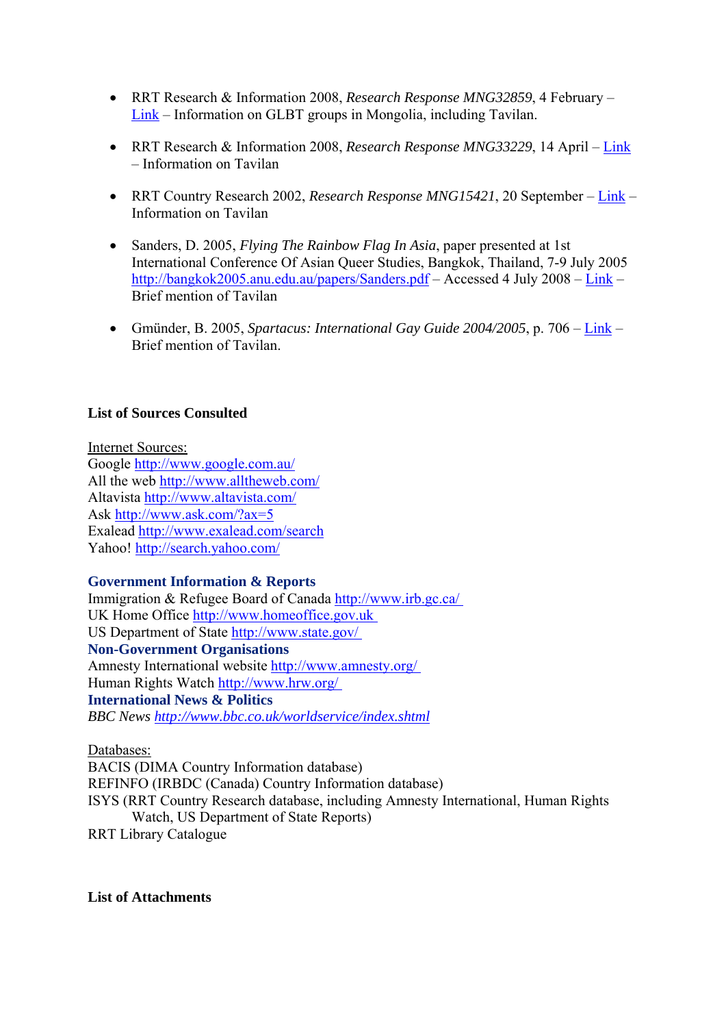- RRT Research & Information 2008, *Research Response MNG32859*, 4 February – Link – Information on GLBT groups in Mongolia, including Tavilan.

- RRT Research & Information 2008, *Research Response MNG33229*, 14 April – Link – Information on Tavilan

- RRT Country Research 2002, *Research Response MNG15421*, 20 September – Link – Information on Tavilan

- Sanders, D. 2005, *Flying The Rainbow Flag In Asia*, paper presented at 1st International Conference Of Asian Queer Studies, Bangkok, Thailand, 7-9 July 2005 http://bangkok2005.anu.edu.au/papers/Sanders.pdf – Accessed 4 July 2008 – Link – Brief mention of Tavilan

- Gmünder, B. 2005, *Spartacus: International Gay Guide 2004/2005*, p. 706 – Link – Brief mention of Tavilan.

**List of Sources Consulted**

Internet Sources:
Google http://www.google.com.au/
All the web http://www.alltheweb.com/
Altavista http://www.altavista.com/
Ask http://www.ask.com/?ax=5
Exalead http://www.exalead.com/search
Yahoo! http://search.yahoo.com/

**Government Information & Reports**
Immigration & Refugee Board of Canada http://www.irb.gc.ca/
UK Home Office http://www.homeoffice.gov.uk
US Department of State http://www.state.gov/
**Non-Government Organisations**
Amnesty International website http://www.amnesty.org/
Human Rights Watch http://www.hrw.org/
**International News & Politics**
*BBC News http://www.bbc.co.uk/worldservice/index.shtml*

Databases:
BACIS (DIMA Country Information database)
REFINFO (IRBDC (Canada) Country Information database)
ISYS (RRT Country Research database, including Amnesty International, Human Rights Watch, US Department of State Reports)
RRT Library Catalogue

**List of Attachments**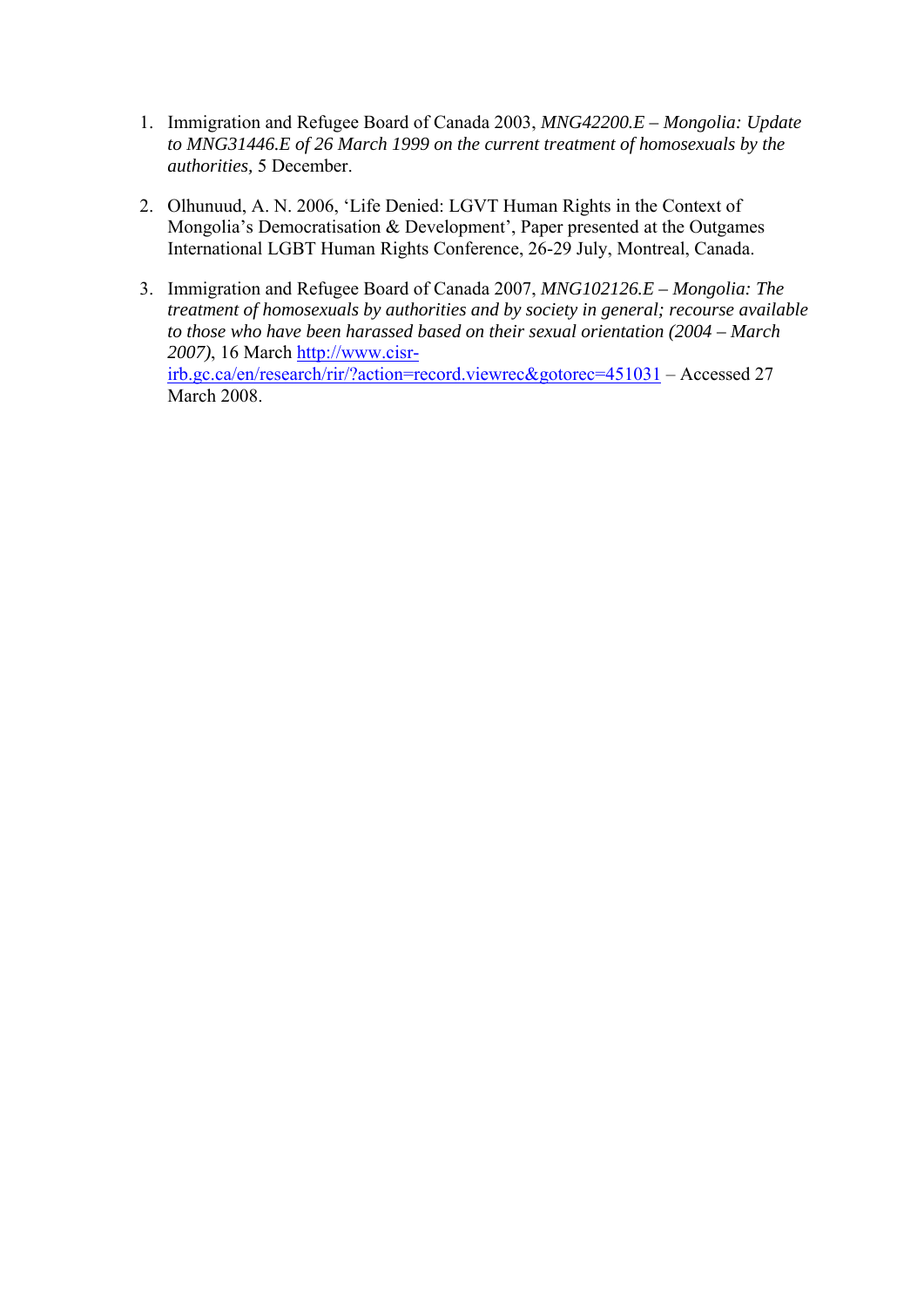1. Immigration and Refugee Board of Canada 2003, *MNG42200.E – Mongolia: Update to MNG31446.E of 26 March 1999 on the current treatment of homosexuals by the authorities*, 5 December.

2. Olhunuud, A. N. 2006, 'Life Denied: LGVT Human Rights in the Context of Mongolia's Democratisation & Development', Paper presented at the Outgames International LGBT Human Rights Conference, 26-29 July, Montreal, Canada.

3. Immigration and Refugee Board of Canada 2007, *MNG102126.E – Mongolia: The treatment of homosexuals by authorities and by society in general; recourse available to those who have been harassed based on their sexual orientation (2004 – March 2007)*, 16 March http://www.cisr-irb.gc.ca/en/research/rir/?action=record.viewrec&gotorec=451031 – Accessed 27 March 2008.